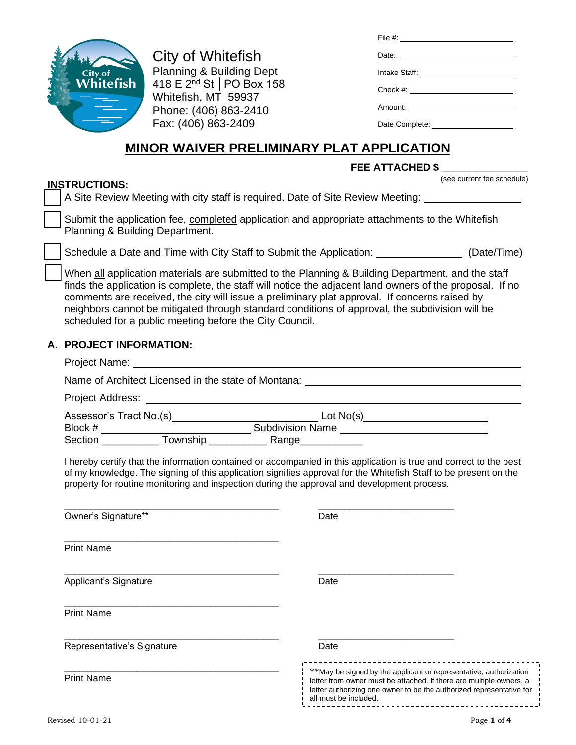City of Whitefish
Planning & Building Dept
418 E 2nd St | PO Box 158
Whitefish, MT 59937
Phone: (406) 863-2410
Fax: (406) 863-2409

File #: ______________________
Date: ______________________
Intake Staff: ______________________
Check #: ______________________
Amount: ______________________
Date Complete: ______________________

# MINOR WAIVER PRELIMINARY PLAT APPLICATION

**FEE ATTACHED $ _______________**
(see current fee schedule)

**INSTRUCTIONS:**

- [ ] A Site Review Meeting with city staff is required. Date of Site Review Meeting: ________________
- [ ] Submit the application fee, completed application and appropriate attachments to the Whitefish Planning & Building Department.
- [ ] Schedule a Date and Time with City Staff to Submit the Application: _______________ (Date/Time)
- [ ] When all application materials are submitted to the Planning & Building Department, and the staff finds the application is complete, the staff will notice the adjacent land owners of the proposal. If no comments are received, the city will issue a preliminary plat approval. If concerns raised by neighbors cannot be mitigated through standard conditions of approval, the subdivision will be scheduled for a public meeting before the City Council.

## A. PROJECT INFORMATION:

Project Name: ________________________________________________

Name of Architect Licensed in the state of Montana: ________________________________

Project Address: ________________________________________________

Assessor's Tract No.(s) ____________________ Lot No(s) ____________________
Block # ____________________ Subdivision Name ____________________
Section __________ Township __________ Range___________

I hereby certify that the information contained or accompanied in this application is true and correct to the best of my knowledge. The signing of this application signifies approval for the Whitefish Staff to be present on the property for routine monitoring and inspection during the approval and development process.

________________________________________ ________________________
Owner's Signature** Date

________________________________________
Print Name

________________________________________ ________________________
Applicant's Signature Date

________________________________________
Print Name

________________________________________ ________________________
Representative's Signature Date

________________________________________
Print Name

**May be signed by the applicant or representative, authorization letter from owner must be attached. If there are multiple owners, a letter authorizing one owner to be the authorized representative for all must be included.

Revised 10-01-21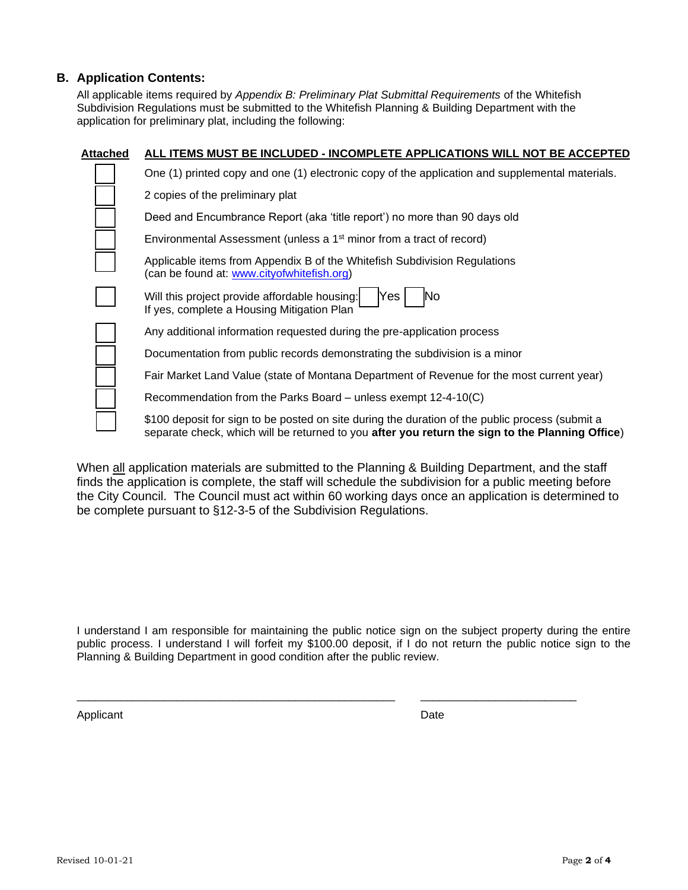## B. Application Contents:

All applicable items required by *Appendix B: Preliminary Plat Submittal Requirements* of the Whitefish Subdivision Regulations must be submitted to the Whitefish Planning & Building Department with the application for preliminary plat, including the following:

| Attached | ALL ITEMS MUST BE INCLUDED - INCOMPLETE APPLICATIONS WILL NOT BE ACCEPTED |
|---|---|
| ☐ | One (1) printed copy and one (1) electronic copy of the application and supplemental materials. |
| ☐ | 2 copies of the preliminary plat |
| ☐ | Deed and Encumbrance Report (aka 'title report') no more than 90 days old |
| ☐ | Environmental Assessment (unless a 1st minor from a tract of record) |
| ☐ | Applicable items from Appendix B of the Whitefish Subdivision Regulations (can be found at: www.cityofwhitefish.org) |
| ☐ | Will this project provide affordable housing: ☐ Yes ☐ No<br>If yes, complete a Housing Mitigation Plan |
| ☐ | Any additional information requested during the pre-application process |
| ☐ | Documentation from public records demonstrating the subdivision is a minor |
| ☐ | Fair Market Land Value (state of Montana Department of Revenue for the most current year) |
| ☐ | Recommendation from the Parks Board – unless exempt 12-4-10(C) |
| ☐ | $100 deposit for sign to be posted on site during the duration of the public process (submit a separate check, which will be returned to you **after you return the sign to the Planning Office**) |

When all application materials are submitted to the Planning & Building Department, and the staff finds the application is complete, the staff will schedule the subdivision for a public meeting before the City Council. The Council must act within 60 working days once an application is determined to be complete pursuant to §12-3-5 of the Subdivision Regulations.

I understand I am responsible for maintaining the public notice sign on the subject property during the entire public process. I understand I will forfeit my $100.00 deposit, if I do not return the public notice sign to the Planning & Building Department in good condition after the public review.

_______________________________________________ _______________________

Applicant Date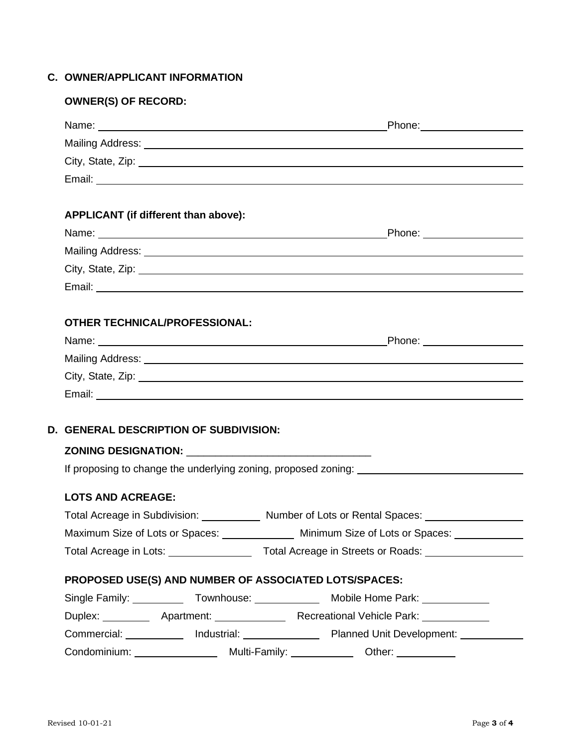## C. OWNER/APPLICANT INFORMATION

### OWNER(S) OF RECORD:

Name: ______________________________ Phone: ______________

Mailing Address: ______________________________

City, State, Zip: ______________________________

Email: ______________________________

### APPLICANT (if different than above):

Name: ______________________________ Phone: ______________

Mailing Address: ______________________________

City, State, Zip: ______________________________

Email: ______________________________

### OTHER TECHNICAL/PROFESSIONAL:

Name: ______________________________ Phone: ______________

Mailing Address: ______________________________

City, State, Zip: ______________________________

Email: ______________________________

## D. GENERAL DESCRIPTION OF SUBDIVISION:

**ZONING DESIGNATION:** ______________________________

If proposing to change the underlying zoning, proposed zoning: ______________________________

### LOTS AND ACREAGE:

Total Acreage in Subdivision: __________ Number of Lots or Rental Spaces: ______________

Maximum Size of Lots or Spaces: ____________ Minimum Size of Lots or Spaces: ____________

Total Acreage in Lots: ______________ Total Acreage in Streets or Roads: ______________

### PROPOSED USE(S) AND NUMBER OF ASSOCIATED LOTS/SPACES:

Single Family: _________ Townhouse: ___________ Mobile Home Park: ___________

Duplex: _________ Apartment: ____________ Recreational Vehicle Park: ___________

Commercial: __________ Industrial: _____________ Planned Unit Development: ___________

Condominium: ______________ Multi-Family: ___________ Other: __________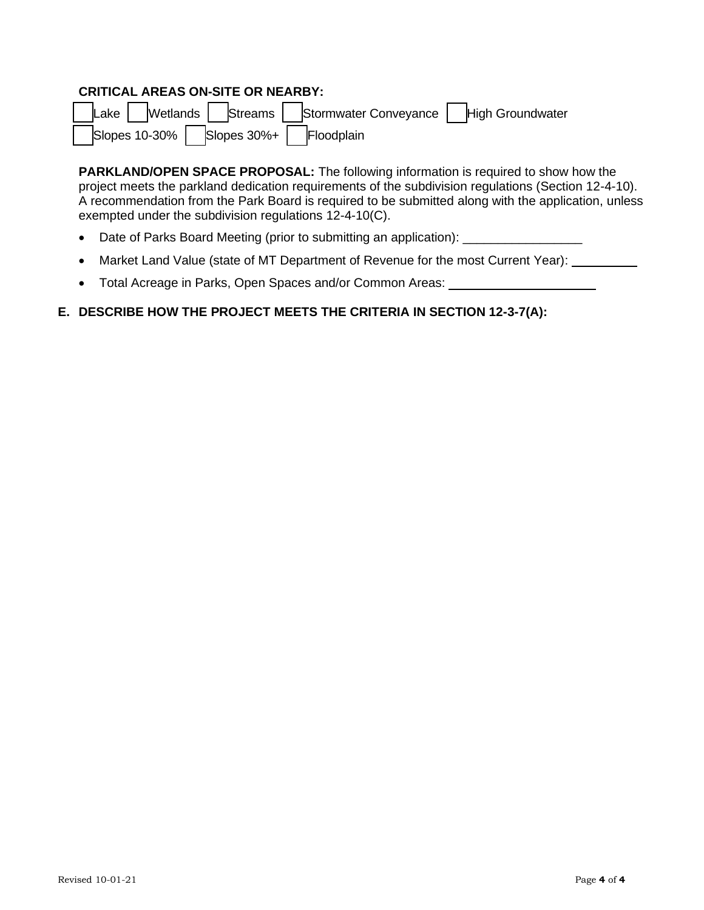**CRITICAL AREAS ON-SITE OR NEARBY:**

☐ Lake ☐ Wetlands ☐ Streams ☐ Stormwater Conveyance ☐ High Groundwater

☐ Slopes 10-30% ☐ Slopes 30%+ ☐ Floodplain

**PARKLAND/OPEN SPACE PROPOSAL:** The following information is required to show how the project meets the parkland dedication requirements of the subdivision regulations (Section 12-4-10). A recommendation from the Park Board is required to be submitted along with the application, unless exempted under the subdivision regulations 12-4-10(C).

- Date of Parks Board Meeting (prior to submitting an application): _________________
- Market Land Value (state of MT Department of Revenue for the most Current Year): __________
- Total Acreage in Parks, Open Spaces and/or Common Areas: ______________________

**E. DESCRIBE HOW THE PROJECT MEETS THE CRITERIA IN SECTION 12-3-7(A):**

Revised 10-01-21